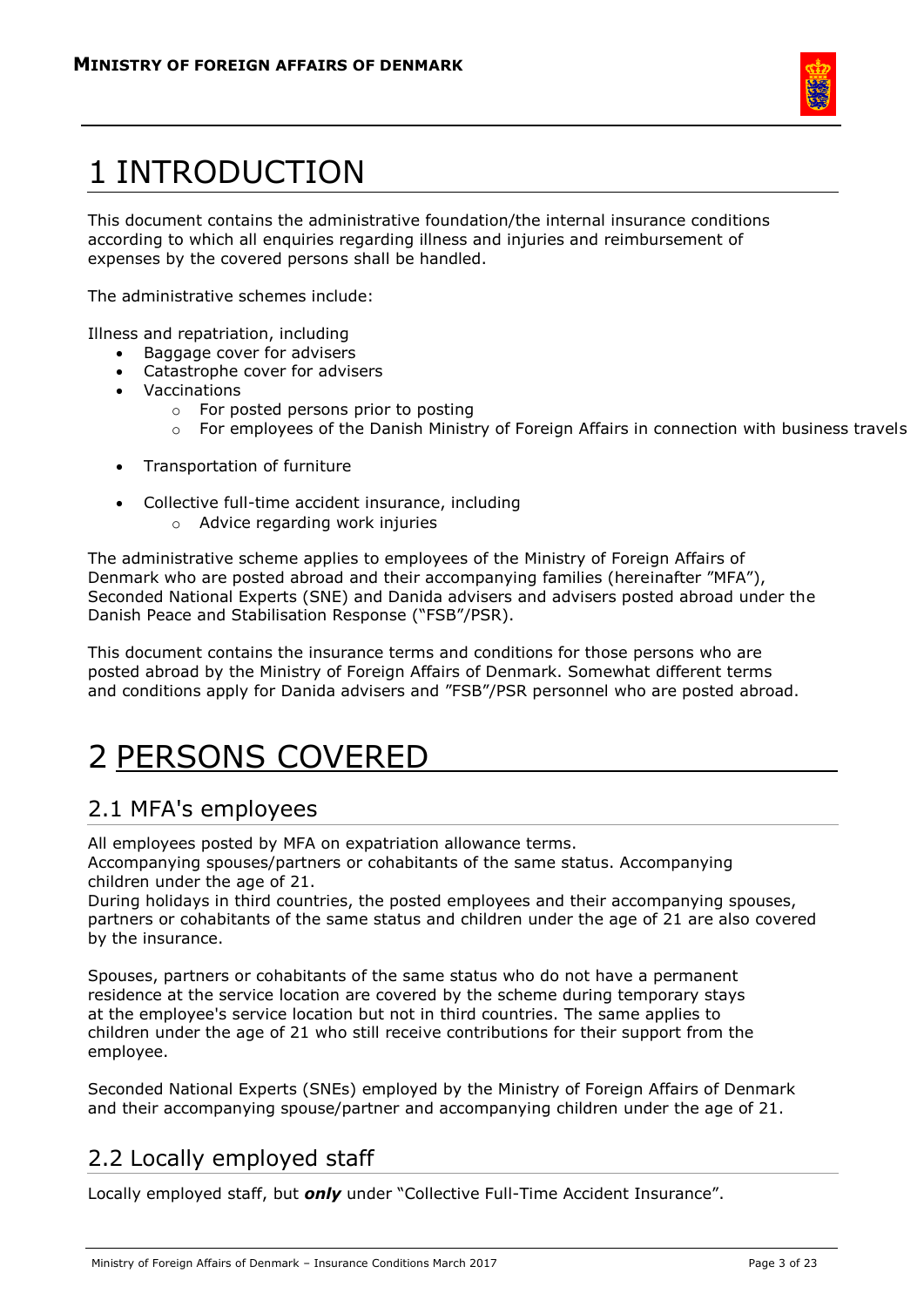# 1 INTRODUCTION

This document contains the administrative foundation/the internal insurance conditions according to which all enquiries regarding illness and injuries and reimbursement of expenses by the covered persons shall be handled.

The administrative schemes include:

Illness and repatriation, including

- Baggage cover for advisers
- Catastrophe cover for advisers
- Vaccinations
  - For posted persons prior to posting
  - For employees of the Danish Ministry of Foreign Affairs in connection with business travels
- Transportation of furniture
- Collective full-time accident insurance, including
  - Advice regarding work injuries

The administrative scheme applies to employees of the Ministry of Foreign Affairs of Denmark who are posted abroad and their accompanying families (hereinafter "MFA"), Seconded National Experts (SNE) and Danida advisers and advisers posted abroad under the Danish Peace and Stabilisation Response ("FSB"/PSR).

This document contains the insurance terms and conditions for those persons who are posted abroad by the Ministry of Foreign Affairs of Denmark. Somewhat different terms and conditions apply for Danida advisers and "FSB"/PSR personnel who are posted abroad.

# 2 PERSONS COVERED

## 2.1 MFA's employees

All employees posted by MFA on expatriation allowance terms.
Accompanying spouses/partners or cohabitants of the same status. Accompanying children under the age of 21.
During holidays in third countries, the posted employees and their accompanying spouses, partners or cohabitants of the same status and children under the age of 21 are also covered by the insurance.

Spouses, partners or cohabitants of the same status who do not have a permanent residence at the service location are covered by the scheme during temporary stays at the employee's service location but not in third countries. The same applies to children under the age of 21 who still receive contributions for their support from the employee.

Seconded National Experts (SNEs) employed by the Ministry of Foreign Affairs of Denmark and their accompanying spouse/partner and accompanying children under the age of 21.

## 2.2 Locally employed staff

Locally employed staff, but ***only*** under "Collective Full-Time Accident Insurance".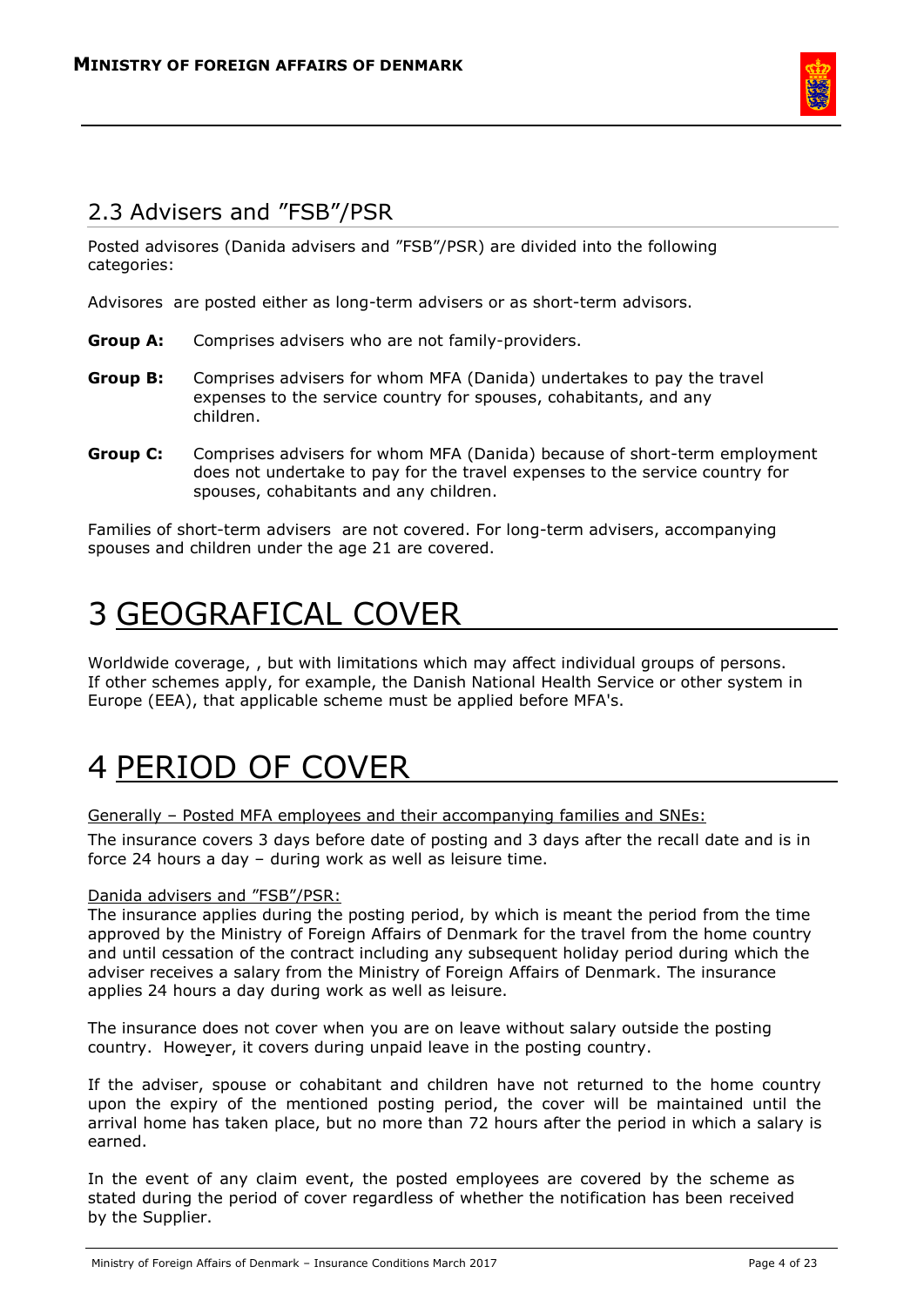## 2.3 Advisers and ”FSB”/PSR

Posted advisores (Danida advisers and ”FSB”/PSR) are divided into the following categories:

Advisores are posted either as long-term advisers or as short-term advisors.

**Group A:** Comprises advisers who are not family-providers.

**Group B:** Comprises advisers for whom MFA (Danida) undertakes to pay the travel expenses to the service country for spouses, cohabitants, and any children.

**Group C:** Comprises advisers for whom MFA (Danida) because of short-term employment does not undertake to pay for the travel expenses to the service country for spouses, cohabitants and any children.

Families of short-term advisers are not covered. For long-term advisers, accompanying spouses and children under the age 21 are covered.

# 3 GEOGRAFICAL COVER

Worldwide coverage, , but with limitations which may affect individual groups of persons. If other schemes apply, for example, the Danish National Health Service or other system in Europe (EEA), that applicable scheme must be applied before MFA's.

# 4 PERIOD OF COVER

Generally – Posted MFA employees and their accompanying families and SNEs:

The insurance covers 3 days before date of posting and 3 days after the recall date and is in force 24 hours a day – during work as well as leisure time.

Danida advisers and ”FSB”/PSR:

The insurance applies during the posting period, by which is meant the period from the time approved by the Ministry of Foreign Affairs of Denmark for the travel from the home country and until cessation of the contract including any subsequent holiday period during which the adviser receives a salary from the Ministry of Foreign Affairs of Denmark. The insurance applies 24 hours a day during work as well as leisure.

The insurance does not cover when you are on leave without salary outside the posting country. However, it covers during unpaid leave in the posting country.

If the adviser, spouse or cohabitant and children have not returned to the home country upon the expiry of the mentioned posting period, the cover will be maintained until the arrival home has taken place, but no more than 72 hours after the period in which a salary is earned.

In the event of any claim event, the posted employees are covered by the scheme as stated during the period of cover regardless of whether the notification has been received by the Supplier.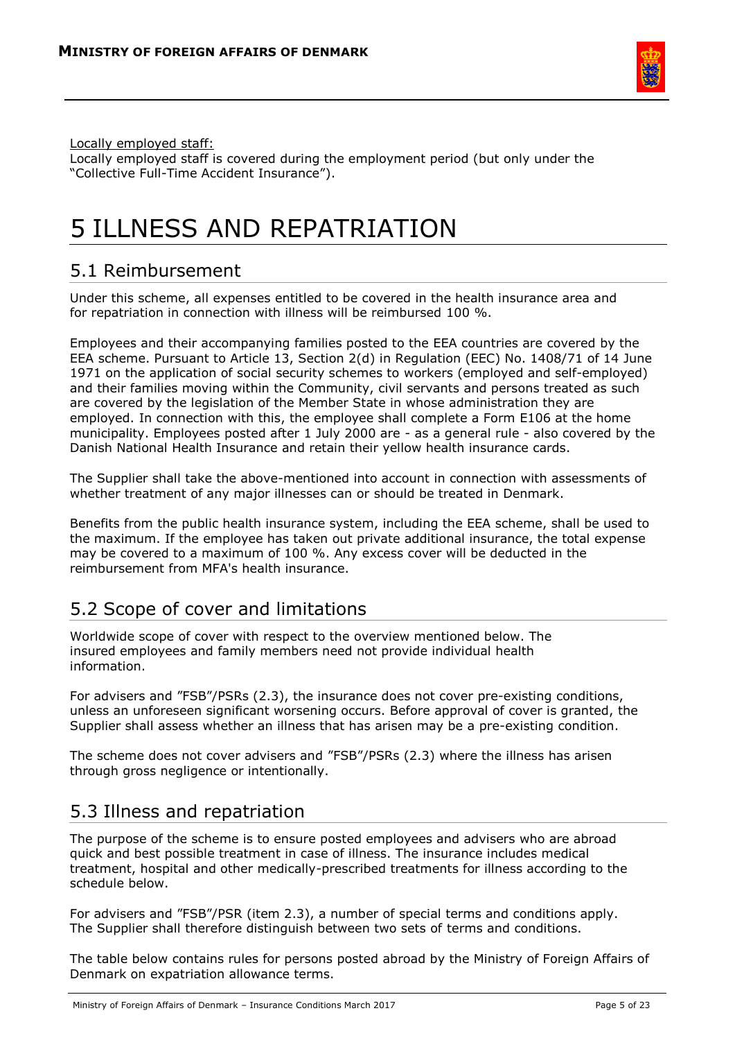Locally employed staff:

Locally employed staff is covered during the employment period (but only under the "Collective Full-Time Accident Insurance").

# 5 ILLNESS AND REPATRIATION

## 5.1 Reimbursement

Under this scheme, all expenses entitled to be covered in the health insurance area and for repatriation in connection with illness will be reimbursed 100 %.

Employees and their accompanying families posted to the EEA countries are covered by the EEA scheme. Pursuant to Article 13, Section 2(d) in Regulation (EEC) No. 1408/71 of 14 June 1971 on the application of social security schemes to workers (employed and self-employed) and their families moving within the Community, civil servants and persons treated as such are covered by the legislation of the Member State in whose administration they are employed. In connection with this, the employee shall complete a Form E106 at the home municipality. Employees posted after 1 July 2000 are - as a general rule - also covered by the Danish National Health Insurance and retain their yellow health insurance cards.

The Supplier shall take the above-mentioned into account in connection with assessments of whether treatment of any major illnesses can or should be treated in Denmark.

Benefits from the public health insurance system, including the EEA scheme, shall be used to the maximum. If the employee has taken out private additional insurance, the total expense may be covered to a maximum of 100 %. Any excess cover will be deducted in the reimbursement from MFA's health insurance.

## 5.2 Scope of cover and limitations

Worldwide scope of cover with respect to the overview mentioned below. The insured employees and family members need not provide individual health information.

For advisers and "FSB"/PSRs (2.3), the insurance does not cover pre-existing conditions, unless an unforeseen significant worsening occurs. Before approval of cover is granted, the Supplier shall assess whether an illness that has arisen may be a pre-existing condition.

The scheme does not cover advisers and "FSB"/PSRs (2.3) where the illness has arisen through gross negligence or intentionally.

## 5.3 Illness and repatriation

The purpose of the scheme is to ensure posted employees and advisers who are abroad quick and best possible treatment in case of illness. The insurance includes medical treatment, hospital and other medically-prescribed treatments for illness according to the schedule below.

For advisers and "FSB"/PSR (item 2.3), a number of special terms and conditions apply. The Supplier shall therefore distinguish between two sets of terms and conditions.

The table below contains rules for persons posted abroad by the Ministry of Foreign Affairs of Denmark on expatriation allowance terms.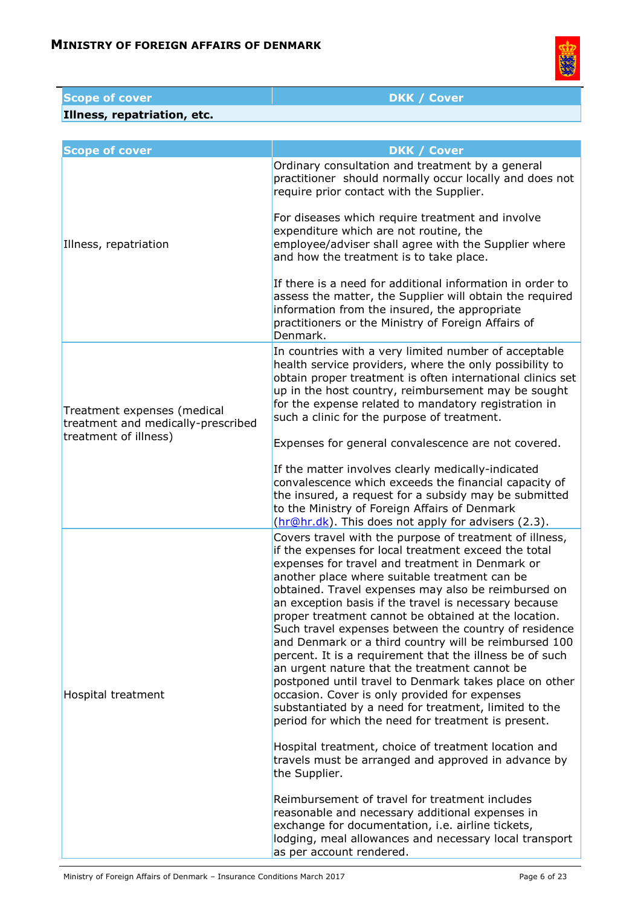| Scope of cover | DKK / Cover |
| --- | --- |
| **Illness, repatriation, etc.** | |

| Scope of cover | DKK / Cover |
| --- | --- |
| Illness, repatriation | Ordinary consultation and treatment by a general practitioner should normally occur locally and does not require prior contact with the Supplier.<br><br>For diseases which require treatment and involve expenditure which are not routine, the employee/adviser shall agree with the Supplier where and how the treatment is to take place.<br><br>If there is a need for additional information in order to assess the matter, the Supplier will obtain the required information from the insured, the appropriate practitioners or the Ministry of Foreign Affairs of Denmark. |
| Treatment expenses (medical treatment and medically-prescribed treatment of illness) | In countries with a very limited number of acceptable health service providers, where the only possibility to obtain proper treatment is often international clinics set up in the host country, reimbursement may be sought for the expense related to mandatory registration in such a clinic for the purpose of treatment.<br><br>Expenses for general convalescence are not covered.<br><br>If the matter involves clearly medically-indicated convalescence which exceeds the financial capacity of the insured, a request for a subsidy may be submitted to the Ministry of Foreign Affairs of Denmark (hr@hr.dk). This does not apply for advisers (2.3). |
| Hospital treatment | Covers travel with the purpose of treatment of illness, if the expenses for local treatment exceed the total expenses for travel and treatment in Denmark or another place where suitable treatment can be obtained. Travel expenses may also be reimbursed on an exception basis if the travel is necessary because proper treatment cannot be obtained at the location. Such travel expenses between the country of residence and Denmark or a third country will be reimbursed 100 percent. It is a requirement that the illness be of such an urgent nature that the treatment cannot be postponed until travel to Denmark takes place on other occasion. Cover is only provided for expenses substantiated by a need for treatment, limited to the period for which the need for treatment is present.<br><br>Hospital treatment, choice of treatment location and travels must be arranged and approved in advance by the Supplier.<br><br>Reimbursement of travel for treatment includes reasonable and necessary additional expenses in exchange for documentation, i.e. airline tickets, lodging, meal allowances and necessary local transport as per account rendered. |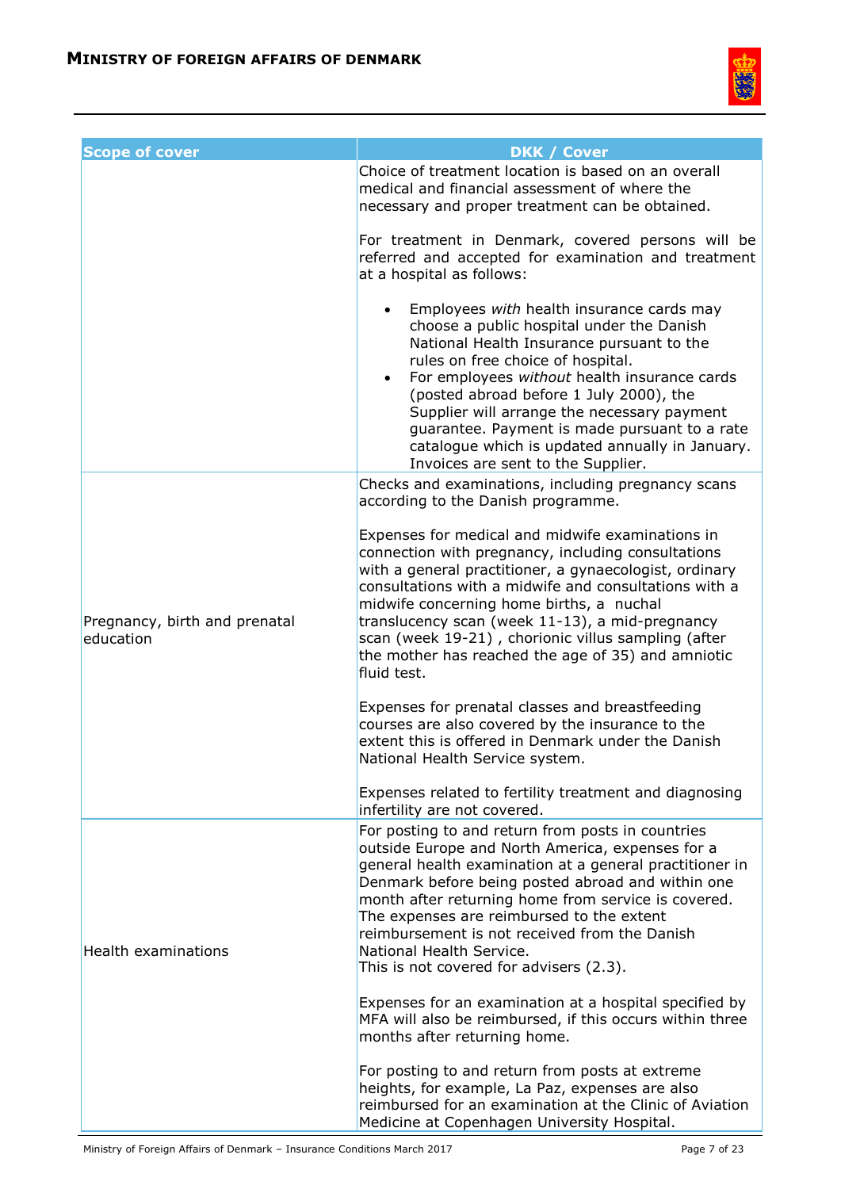| Scope of cover | DKK / Cover |
|---|---|
| | Choice of treatment location is based on an overall medical and financial assessment of where the necessary and proper treatment can be obtained.<br><br>For treatment in Denmark, covered persons will be referred and accepted for examination and treatment at a hospital as follows:<br><br>• Employees *with* health insurance cards may choose a public hospital under the Danish National Health Insurance pursuant to the rules on free choice of hospital.<br>• For employees *without* health insurance cards (posted abroad before 1 July 2000), the Supplier will arrange the necessary payment guarantee. Payment is made pursuant to a rate catalogue which is updated annually in January. Invoices are sent to the Supplier. |
| Pregnancy, birth and prenatal education | Checks and examinations, including pregnancy scans according to the Danish programme.<br><br>Expenses for medical and midwife examinations in connection with pregnancy, including consultations with a general practitioner, a gynaecologist, ordinary consultations with a midwife and consultations with a midwife concerning home births, a nuchal translucency scan (week 11-13), a mid-pregnancy scan (week 19-21) , chorionic villus sampling (after the mother has reached the age of 35) and amniotic fluid test.<br><br>Expenses for prenatal classes and breastfeeding courses are also covered by the insurance to the extent this is offered in Denmark under the Danish National Health Service system.<br><br>Expenses related to fertility treatment and diagnosing infertility are not covered. |
| Health examinations | For posting to and return from posts in countries outside Europe and North America, expenses for a general health examination at a general practitioner in Denmark before being posted abroad and within one month after returning home from service is covered. The expenses are reimbursed to the extent reimbursement is not received from the Danish National Health Service.<br>This is not covered for advisers (2.3).<br><br>Expenses for an examination at a hospital specified by MFA will also be reimbursed, if this occurs within three months after returning home.<br><br>For posting to and return from posts at extreme heights, for example, La Paz, expenses are also reimbursed for an examination at the Clinic of Aviation Medicine at Copenhagen University Hospital. |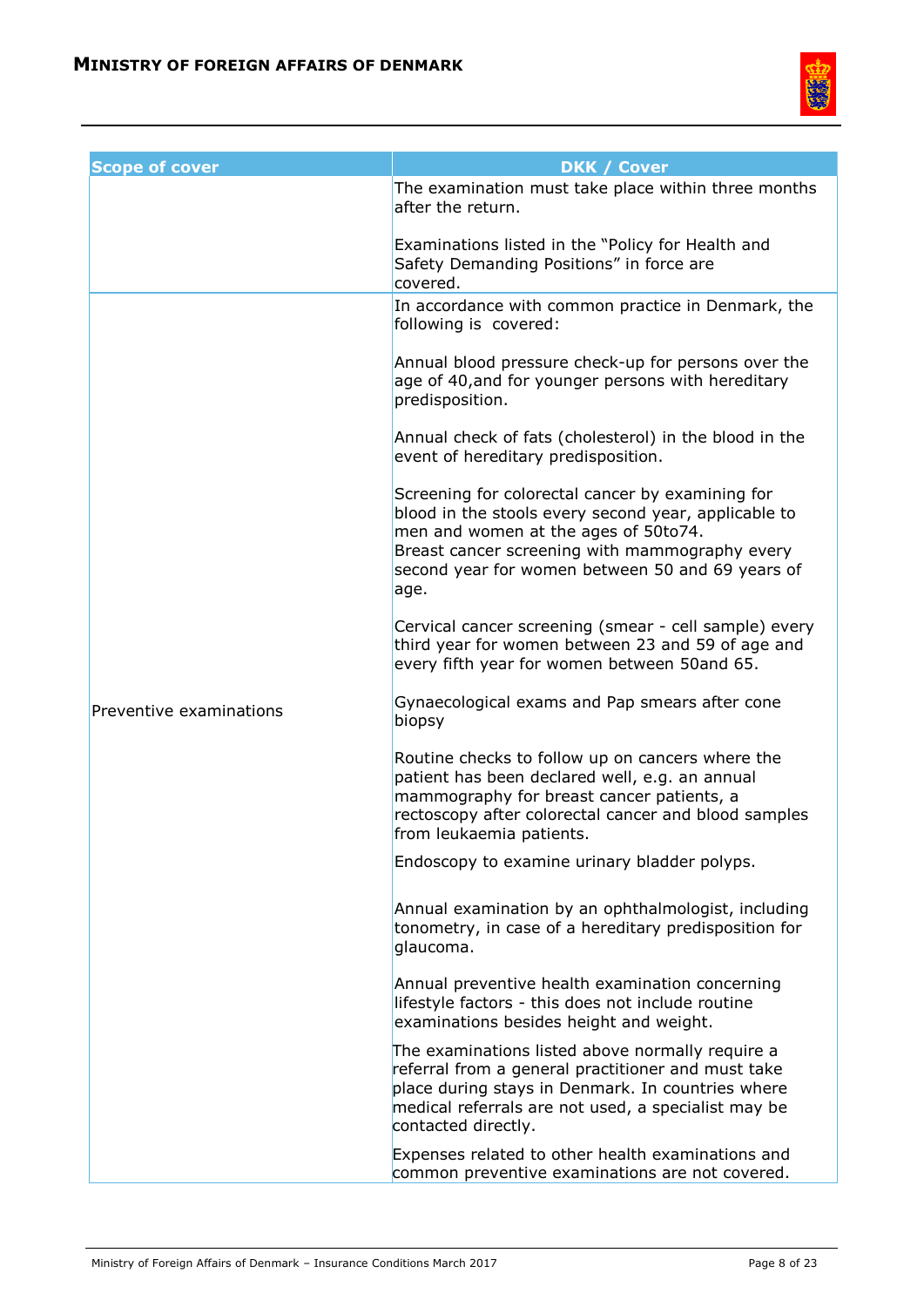| Scope of cover | DKK / Cover |
|---|---|
| | The examination must take place within three months after the return.<br><br>Examinations listed in the "Policy for Health and Safety Demanding Positions" in force are covered. |
| Preventive examinations | In accordance with common practice in Denmark, the following is covered:<br><br>Annual blood pressure check-up for persons over the age of 40,and for younger persons with hereditary predisposition.<br><br>Annual check of fats (cholesterol) in the blood in the event of hereditary predisposition.<br><br>Screening for colorectal cancer by examining for blood in the stools every second year, applicable to men and women at the ages of 50to74.<br>Breast cancer screening with mammography every second year for women between 50 and 69 years of age.<br><br>Cervical cancer screening (smear - cell sample) every third year for women between 23 and 59 of age and every fifth year for women between 50and 65.<br><br>Gynaecological exams and Pap smears after cone biopsy<br><br>Routine checks to follow up on cancers where the patient has been declared well, e.g. an annual mammography for breast cancer patients, a rectoscopy after colorectal cancer and blood samples from leukaemia patients.<br><br>Endoscopy to examine urinary bladder polyps.<br><br>Annual examination by an ophthalmologist, including tonometry, in case of a hereditary predisposition for glaucoma.<br><br>Annual preventive health examination concerning lifestyle factors - this does not include routine examinations besides height and weight.<br><br>The examinations listed above normally require a referral from a general practitioner and must take place during stays in Denmark. In countries where medical referrals are not used, a specialist may be contacted directly.<br><br>Expenses related to other health examinations and common preventive examinations are not covered. |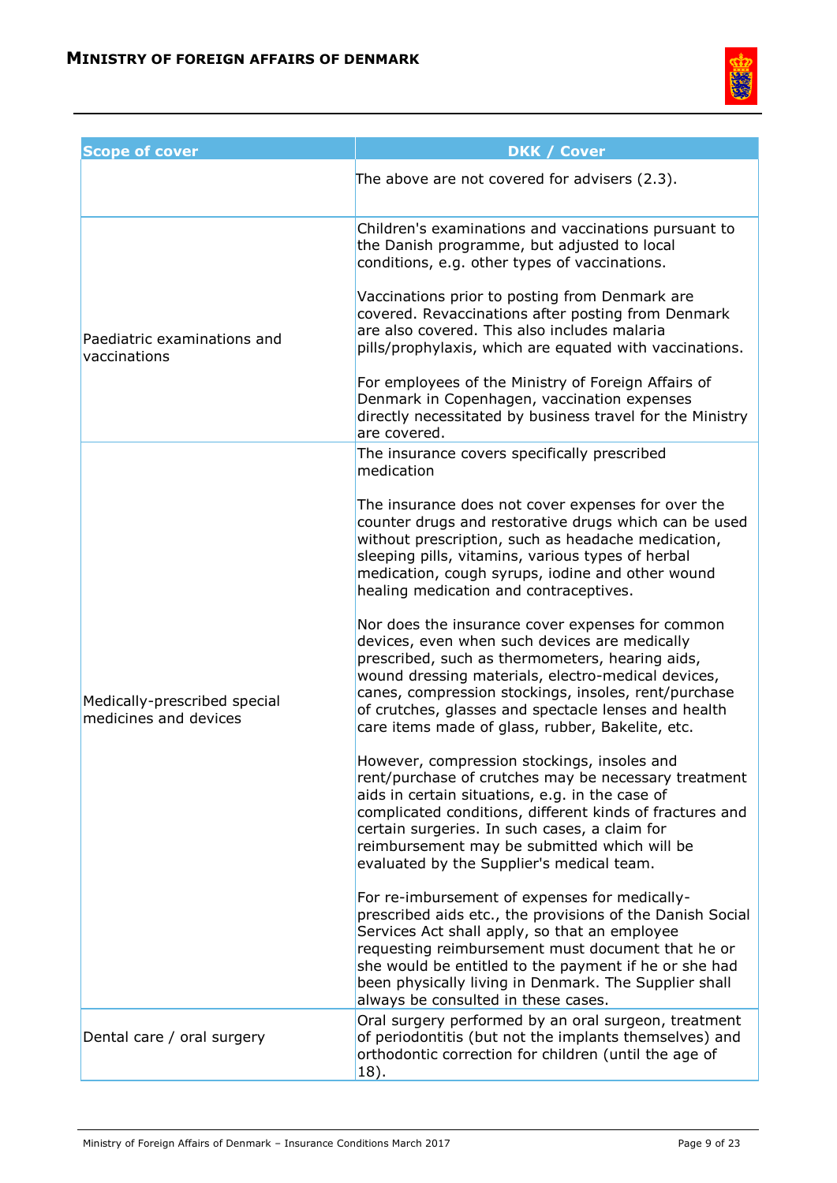| Scope of cover | DKK / Cover |
|---|---|
| | The above are not covered for advisers (2.3). |
| Paediatric examinations and vaccinations | Children's examinations and vaccinations pursuant to the Danish programme, but adjusted to local conditions, e.g. other types of vaccinations.<br><br>Vaccinations prior to posting from Denmark are covered. Revaccinations after posting from Denmark are also covered. This also includes malaria pills/prophylaxis, which are equated with vaccinations.<br><br>For employees of the Ministry of Foreign Affairs of Denmark in Copenhagen, vaccination expenses directly necessitated by business travel for the Ministry are covered. |
| Medically-prescribed special medicines and devices | The insurance covers specifically prescribed medication<br><br>The insurance does not cover expenses for over the counter drugs and restorative drugs which can be used without prescription, such as headache medication, sleeping pills, vitamins, various types of herbal medication, cough syrups, iodine and other wound healing medication and contraceptives.<br><br>Nor does the insurance cover expenses for common devices, even when such devices are medically prescribed, such as thermometers, hearing aids, wound dressing materials, electro-medical devices, canes, compression stockings, insoles, rent/purchase of crutches, glasses and spectacle lenses and health care items made of glass, rubber, Bakelite, etc.<br><br>However, compression stockings, insoles and rent/purchase of crutches may be necessary treatment aids in certain situations, e.g. in the case of complicated conditions, different kinds of fractures and certain surgeries. In such cases, a claim for reimbursement may be submitted which will be evaluated by the Supplier's medical team.<br><br>For re-imbursement of expenses for medically-prescribed aids etc., the provisions of the Danish Social Services Act shall apply, so that an employee requesting reimbursement must document that he or she would be entitled to the payment if he or she had been physically living in Denmark. The Supplier shall always be consulted in these cases. |
| Dental care / oral surgery | Oral surgery performed by an oral surgeon, treatment of periodontitis (but not the implants themselves) and orthodontic correction for children (until the age of 18). |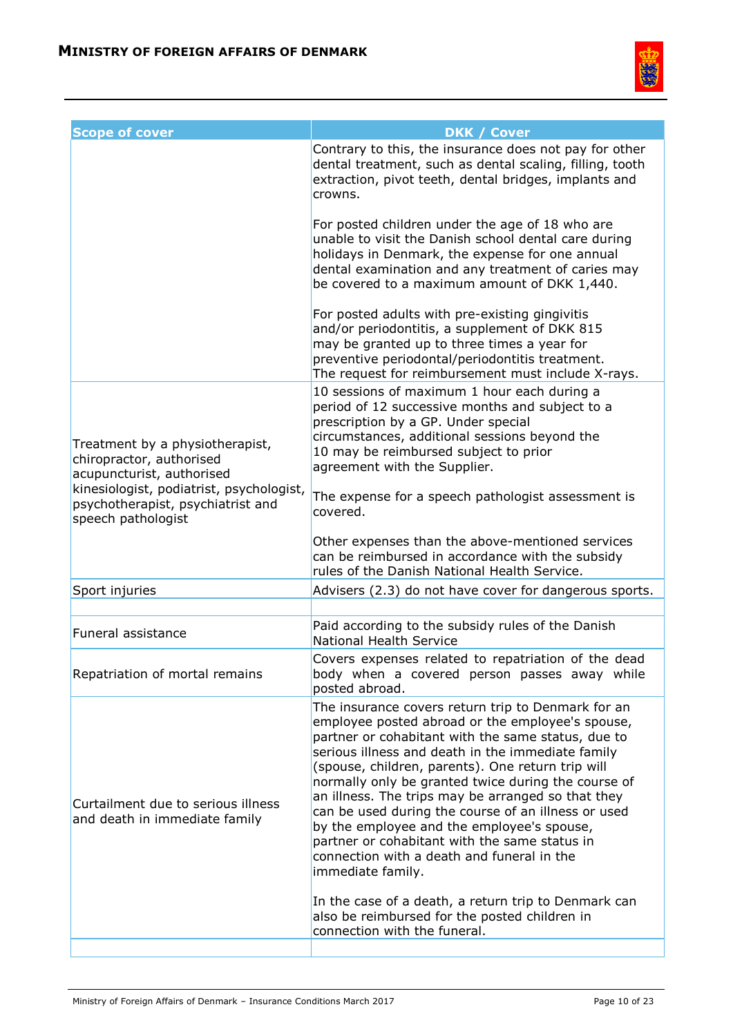| Scope of cover | DKK / Cover |
|---|---|
| | Contrary to this, the insurance does not pay for other dental treatment, such as dental scaling, filling, tooth extraction, pivot teeth, dental bridges, implants and crowns.<br><br>For posted children under the age of 18 who are unable to visit the Danish school dental care during holidays in Denmark, the expense for one annual dental examination and any treatment of caries may be covered to a maximum amount of DKK 1,440.<br><br>For posted adults with pre-existing gingivitis and/or periodontitis, a supplement of DKK 815 may be granted up to three times a year for preventive periodontal/periodontitis treatment. The request for reimbursement must include X-rays. |
| Treatment by a physiotherapist, chiropractor, authorised acupuncturist, authorised kinesiologist, podiatrist, psychologist, psychotherapist, psychiatrist and speech pathologist | 10 sessions of maximum 1 hour each during a period of 12 successive months and subject to a prescription by a GP. Under special circumstances, additional sessions beyond the 10 may be reimbursed subject to prior agreement with the Supplier.<br><br>The expense for a speech pathologist assessment is covered.<br><br>Other expenses than the above-mentioned services can be reimbursed in accordance with the subsidy rules of the Danish National Health Service. |
| Sport injuries | Advisers (2.3) do not have cover for dangerous sports. |
| | |
| Funeral assistance | Paid according to the subsidy rules of the Danish National Health Service |
| Repatriation of mortal remains | Covers expenses related to repatriation of the dead body when a covered person passes away while posted abroad. |
| Curtailment due to serious illness and death in immediate family | The insurance covers return trip to Denmark for an employee posted abroad or the employee's spouse, partner or cohabitant with the same status, due to serious illness and death in the immediate family (spouse, children, parents). One return trip will normally only be granted twice during the course of an illness. The trips may be arranged so that they can be used during the course of an illness or used by the employee and the employee's spouse, partner or cohabitant with the same status in connection with a death and funeral in the immediate family.<br><br>In the case of a death, a return trip to Denmark can also be reimbursed for the posted children in connection with the funeral. |
| | |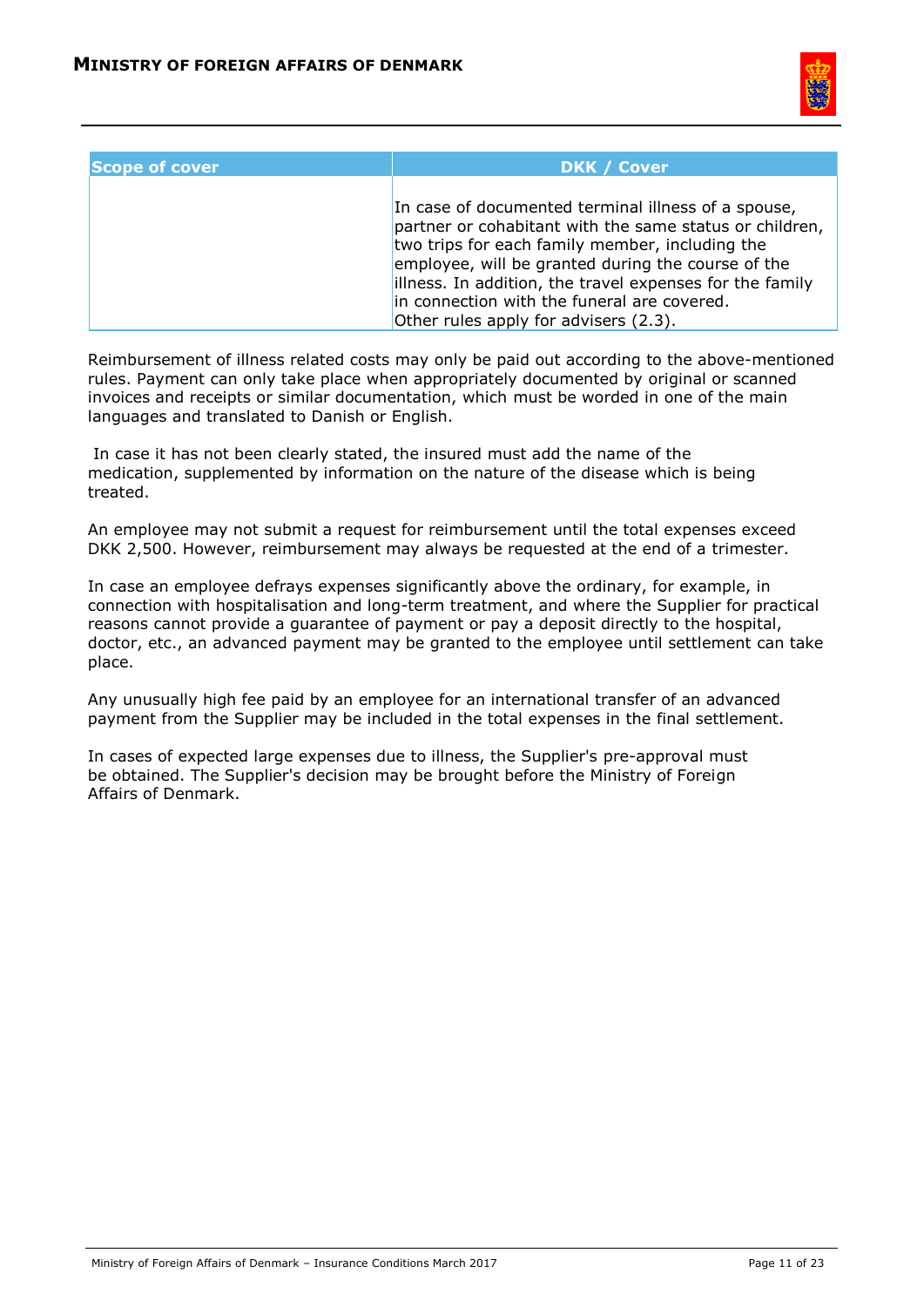| Scope of cover | DKK / Cover |
|---|---|
| | In case of documented terminal illness of a spouse, partner or cohabitant with the same status or children, two trips for each family member, including the employee, will be granted during the course of the illness. In addition, the travel expenses for the family in connection with the funeral are covered.<br>Other rules apply for advisers (2.3). |

Reimbursement of illness related costs may only be paid out according to the above-mentioned rules. Payment can only take place when appropriately documented by original or scanned invoices and receipts or similar documentation, which must be worded in one of the main languages and translated to Danish or English.

In case it has not been clearly stated, the insured must add the name of the medication, supplemented by information on the nature of the disease which is being treated.

An employee may not submit a request for reimbursement until the total expenses exceed DKK 2,500. However, reimbursement may always be requested at the end of a trimester.

In case an employee defrays expenses significantly above the ordinary, for example, in connection with hospitalisation and long-term treatment, and where the Supplier for practical reasons cannot provide a guarantee of payment or pay a deposit directly to the hospital, doctor, etc., an advanced payment may be granted to the employee until settlement can take place.

Any unusually high fee paid by an employee for an international transfer of an advanced payment from the Supplier may be included in the total expenses in the final settlement.

In cases of expected large expenses due to illness, the Supplier's pre-approval must be obtained. The Supplier's decision may be brought before the Ministry of Foreign Affairs of Denmark.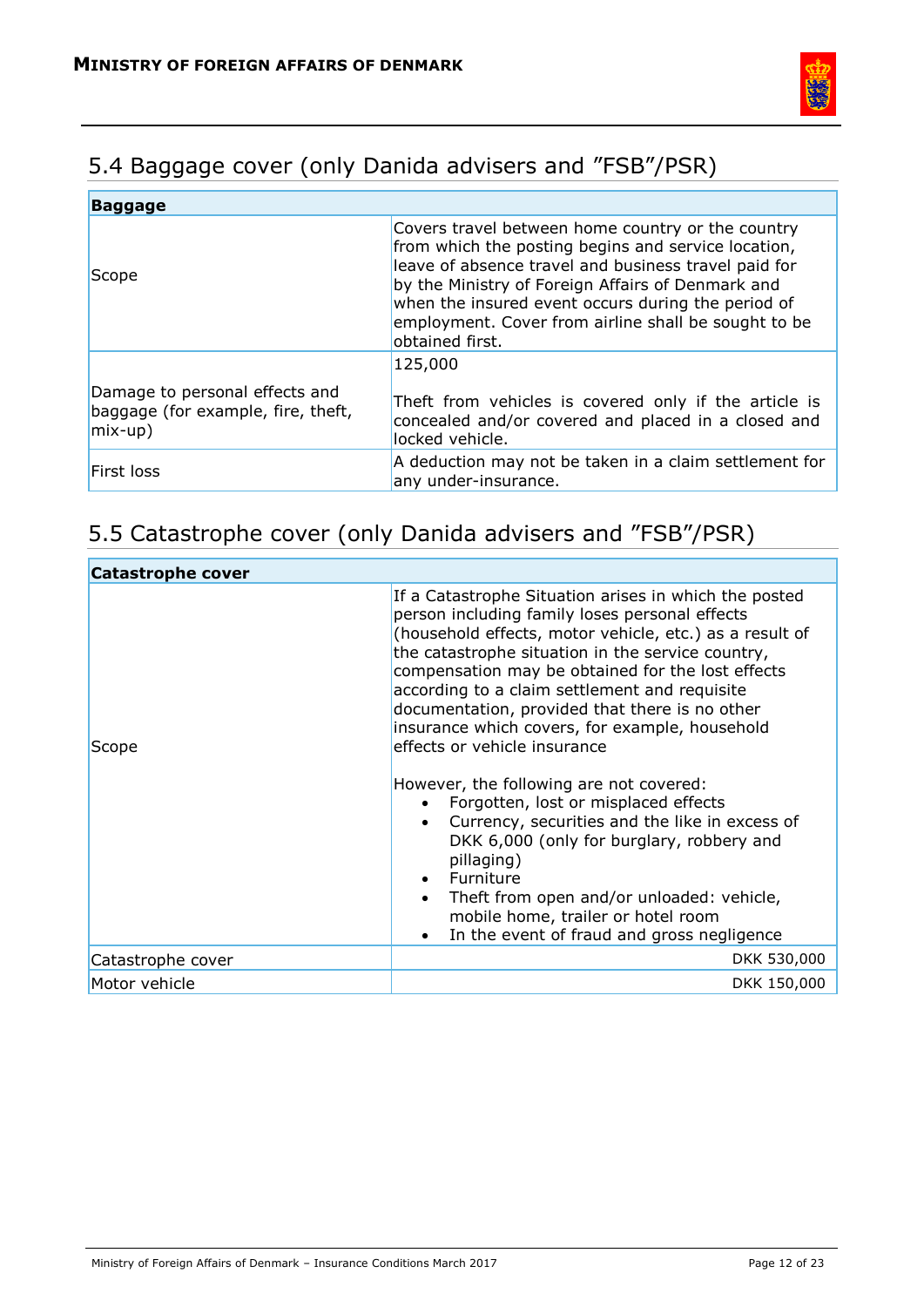## 5.4 Baggage cover (only Danida advisers and ”FSB”/PSR)

| **Baggage** | |
|---|---|
| Scope | Covers travel between home country or the country from which the posting begins and service location, leave of absence travel and business travel paid for by the Ministry of Foreign Affairs of Denmark and when the insured event occurs during the period of employment. Cover from airline shall be sought to be obtained first. |
| Damage to personal effects and baggage (for example, fire, theft, mix-up) | 125,000<br><br>Theft from vehicles is covered only if the article is concealed and/or covered and placed in a closed and locked vehicle. |
| First loss | A deduction may not be taken in a claim settlement for any under-insurance. |

## 5.5 Catastrophe cover (only Danida advisers and ”FSB”/PSR)

| **Catastrophe cover** | |
|---|---|
| Scope | If a Catastrophe Situation arises in which the posted person including family loses personal effects (household effects, motor vehicle, etc.) as a result of the catastrophe situation in the service country, compensation may be obtained for the lost effects according to a claim settlement and requisite documentation, provided that there is no other insurance which covers, for example, household effects or vehicle insurance<br><br>However, the following are not covered:<br>• Forgotten, lost or misplaced effects<br>• Currency, securities and the like in excess of DKK 6,000 (only for burglary, robbery and pillaging)<br>• Furniture<br>• Theft from open and/or unloaded: vehicle, mobile home, trailer or hotel room<br>• In the event of fraud and gross negligence |
| Catastrophe cover | DKK 530,000 |
| Motor vehicle | DKK 150,000 |